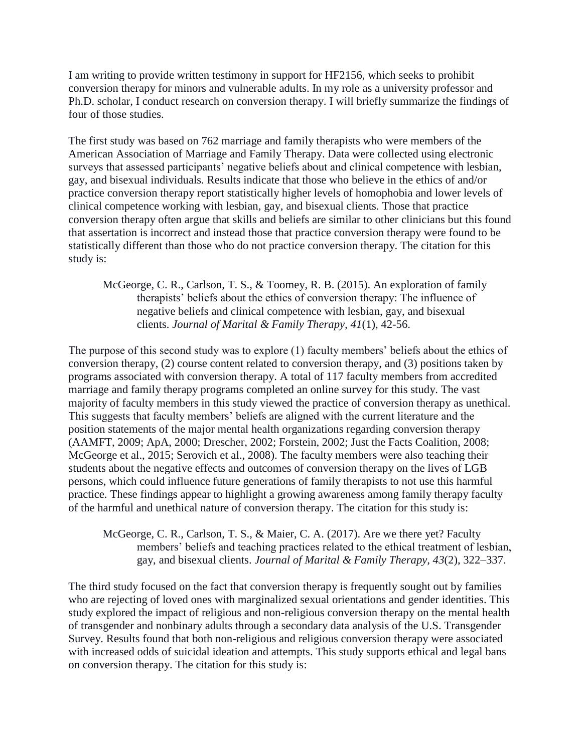I am writing to provide written testimony in support for HF2156, which seeks to prohibit conversion therapy for minors and vulnerable adults. In my role as a university professor and Ph.D. scholar, I conduct research on conversion therapy. I will briefly summarize the findings of four of those studies.

The first study was based on 762 marriage and family therapists who were members of the American Association of Marriage and Family Therapy. Data were collected using electronic surveys that assessed participants' negative beliefs about and clinical competence with lesbian, gay, and bisexual individuals. Results indicate that those who believe in the ethics of and/or practice conversion therapy report statistically higher levels of homophobia and lower levels of clinical competence working with lesbian, gay, and bisexual clients. Those that practice conversion therapy often argue that skills and beliefs are similar to other clinicians but this found that assertation is incorrect and instead those that practice conversion therapy were found to be statistically different than those who do not practice conversion therapy. The citation for this study is:

> McGeorge, C. R., Carlson, T. S., & Toomey, R. B. (2015). An exploration of family therapists' beliefs about the ethics of conversion therapy: The influence of negative beliefs and clinical competence with lesbian, gay, and bisexual clients. *Journal of Marital & Family Therapy, 41*(1), 42-56.

The purpose of this second study was to explore (1) faculty members' beliefs about the ethics of conversion therapy, (2) course content related to conversion therapy, and (3) positions taken by programs associated with conversion therapy. A total of 117 faculty members from accredited marriage and family therapy programs completed an online survey for this study. The vast majority of faculty members in this study viewed the practice of conversion therapy as unethical. This suggests that faculty members' beliefs are aligned with the current literature and the position statements of the major mental health organizations regarding conversion therapy (AAMFT, 2009; ApA, 2000; Drescher, 2002; Forstein, 2002; Just the Facts Coalition, 2008; McGeorge et al., 2015; Serovich et al., 2008). The faculty members were also teaching their students about the negative effects and outcomes of conversion therapy on the lives of LGB persons, which could influence future generations of family therapists to not use this harmful practice. These findings appear to highlight a growing awareness among family therapy faculty of the harmful and unethical nature of conversion therapy. The citation for this study is:

> McGeorge, C. R., Carlson, T. S., & Maier, C. A. (2017). Are we there yet? Faculty members' beliefs and teaching practices related to the ethical treatment of lesbian, gay, and bisexual clients. *Journal of Marital & Family Therapy, 43*(2), 322–337.

The third study focused on the fact that conversion therapy is frequently sought out by families who are rejecting of loved ones with marginalized sexual orientations and gender identities. This study explored the impact of religious and non-religious conversion therapy on the mental health of transgender and nonbinary adults through a secondary data analysis of the U.S. Transgender Survey. Results found that both non-religious and religious conversion therapy were associated with increased odds of suicidal ideation and attempts. This study supports ethical and legal bans on conversion therapy. The citation for this study is: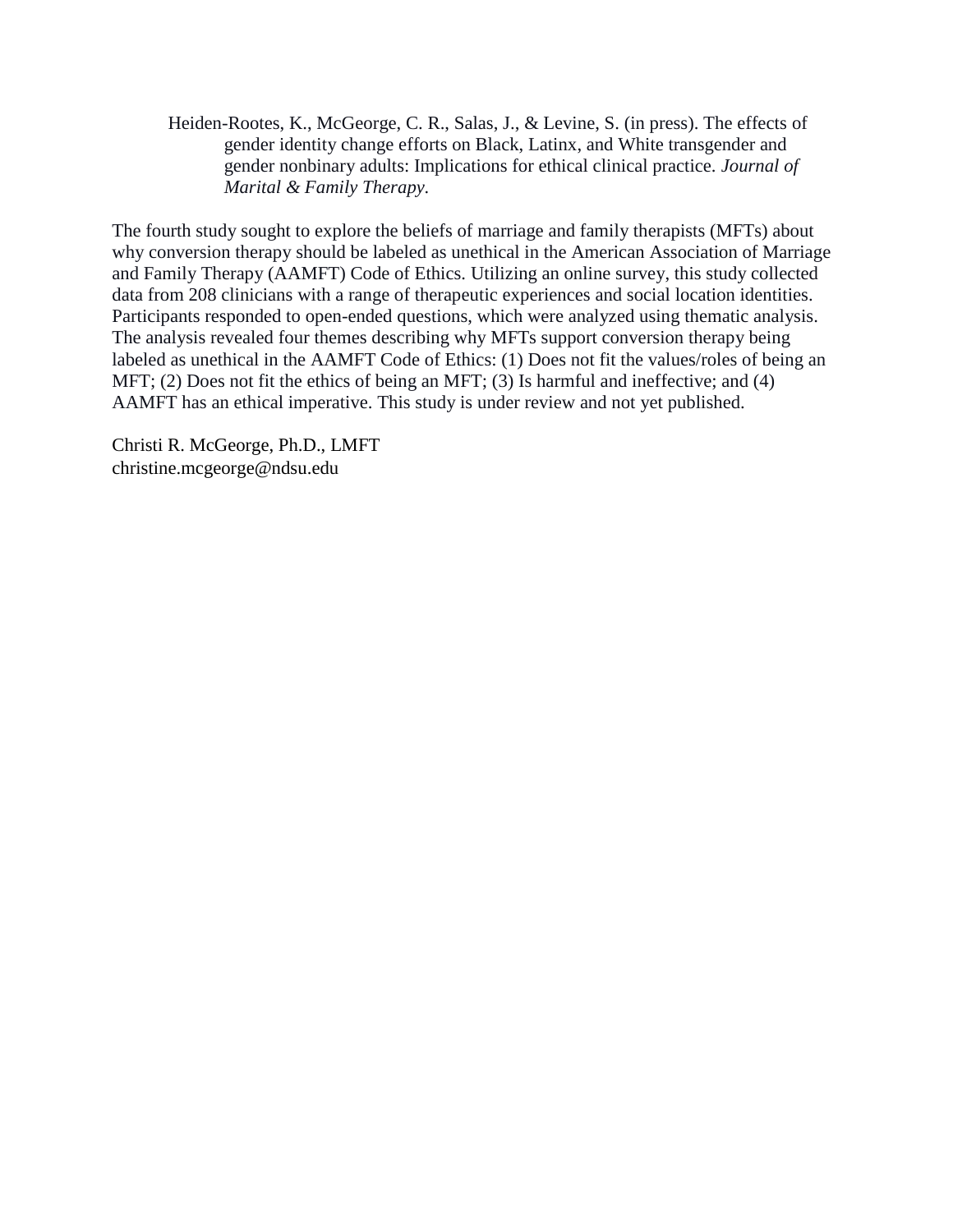Heiden-Rootes, K., McGeorge, C. R., Salas, J., & Levine, S. (in press). The effects of gender identity change efforts on Black, Latinx, and White transgender and gender nonbinary adults: Implications for ethical clinical practice. *Journal of Marital & Family Therapy.*

The fourth study sought to explore the beliefs of marriage and family therapists (MFTs) about why conversion therapy should be labeled as unethical in the American Association of Marriage and Family Therapy (AAMFT) Code of Ethics. Utilizing an online survey, this study collected data from 208 clinicians with a range of therapeutic experiences and social location identities. Participants responded to open-ended questions, which were analyzed using thematic analysis. The analysis revealed four themes describing why MFTs support conversion therapy being labeled as unethical in the AAMFT Code of Ethics: (1) Does not fit the values/roles of being an MFT; (2) Does not fit the ethics of being an MFT; (3) Is harmful and ineffective; and (4) AAMFT has an ethical imperative. This study is under review and not yet published.

Christi R. McGeorge, Ph.D., LMFT
christine.mcgeorge@ndsu.edu